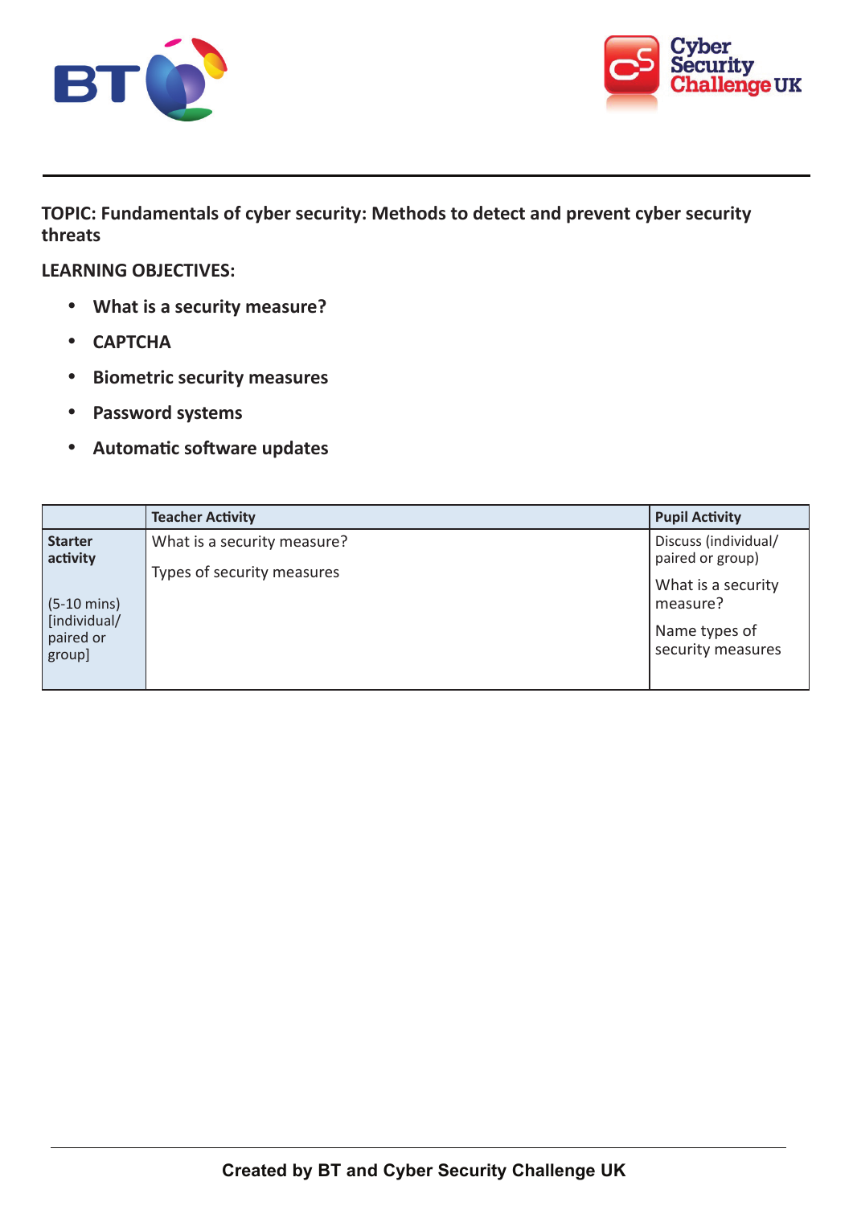**TOPIC: Fundamentals of cyber security: Methods to detect and prevent cyber security threats**

**LEARNING OBJECTIVES:**

- **What is a security measure?**
- **CAPTCHA**
- **Biometric security measures**
- **Password systems**
- **Automatic software updates**

| | Teacher Activity | Pupil Activity |
|---|---|---|
| **Starter activity**<br><br>(5-10 mins) [individual/ paired or group] | What is a security measure?<br><br>Types of security measures | Discuss (individual/ paired or group)<br><br>What is a security measure?<br><br>Name types of security measures |

Created by BT and Cyber Security Challenge UK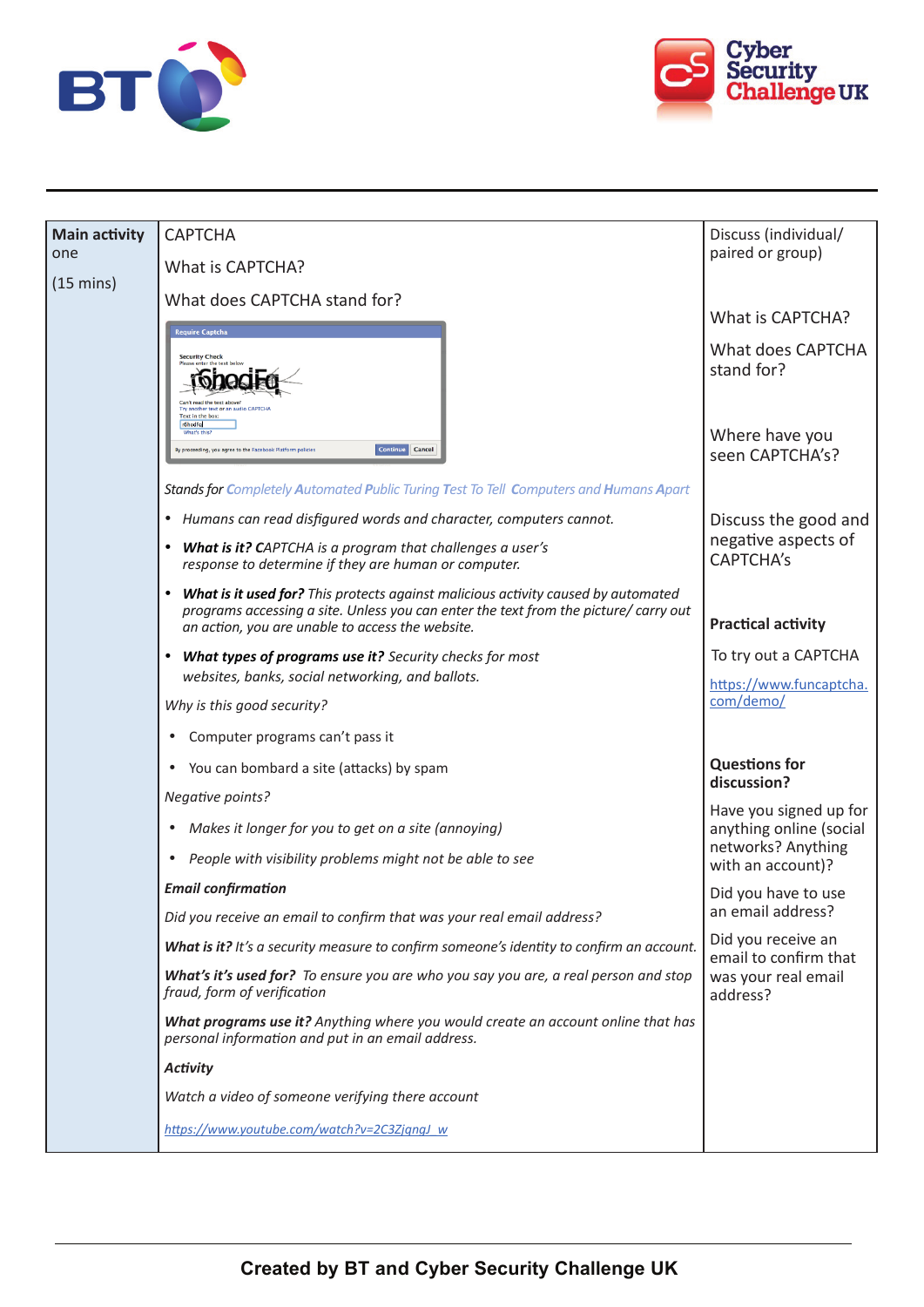| Main activity one<br><br>(15 mins) | CAPTCHA<br><br>What is CAPTCHA?<br><br>What does CAPTCHA stand for?<br><br>Require Captcha<br>Security Check<br>Please enter the text below<br>Can't read the text above?<br>Try another text or an audio CAPTCHA<br>Text in the box:<br>What's this?<br>By proceeding, you agree to the Facebook Platform policies<br>Continue Cancel<br><br>*Stands for Completely Automated Public Turing Test To Tell Computers and Humans Apart*<br><br>• *Humans can read disfigured words and character, computers cannot.*<br>• ***What is it?** CAPTCHA is a program that challenges a user's response to determine if they are human or computer.*<br>• ***What is it used for?** This protects against malicious activity caused by automated programs accessing a site. Unless you can enter the text from the picture/ carry out an action, you are unable to access the website.*<br>• ***What types of programs use it?** Security checks for most websites, banks, social networking, and ballots.*<br><br>*Why is this good security?*<br><br>• Computer programs can't pass it<br>• You can bombard a site (attacks) by spam<br><br>*Negative points?*<br><br>• *Makes it longer for you to get on a site (annoying)*<br>• *People with visibility problems might not be able to see*<br><br>***Email confirmation***<br><br>*Did you receive an email to confirm that was your real email address?*<br><br>***What is it?** It's a security measure to confirm someone's identity to confirm an account.*<br><br>***What's it's used for?** To ensure you are who you say you are, a real person and stop fraud, form of verification*<br><br>***What programs use it?** Anything where you would create an account online that has personal information and put in an email address.*<br><br>***Activity***<br><br>*Watch a video of someone verifying there account*<br><br>*https://www.youtube.com/watch?v=2C3ZjqnqJ_w* | Discuss (individual/ paired or group)<br><br>What is CAPTCHA?<br><br>What does CAPTCHA stand for?<br><br>Where have you seen CAPTCHA's?<br><br>Discuss the good and negative aspects of CAPTCHA's<br><br>**Practical activity**<br><br>To try out a CAPTCHA<br><br>https://www.funcaptcha.com/demo/<br><br>**Questions for discussion?**<br><br>Have you signed up for anything online (social networks? Anything with an account)?<br><br>Did you have to use an email address?<br><br>Did you receive an email to confirm that was your real email address? |
|---|---|---|

**Created by BT and Cyber Security Challenge UK**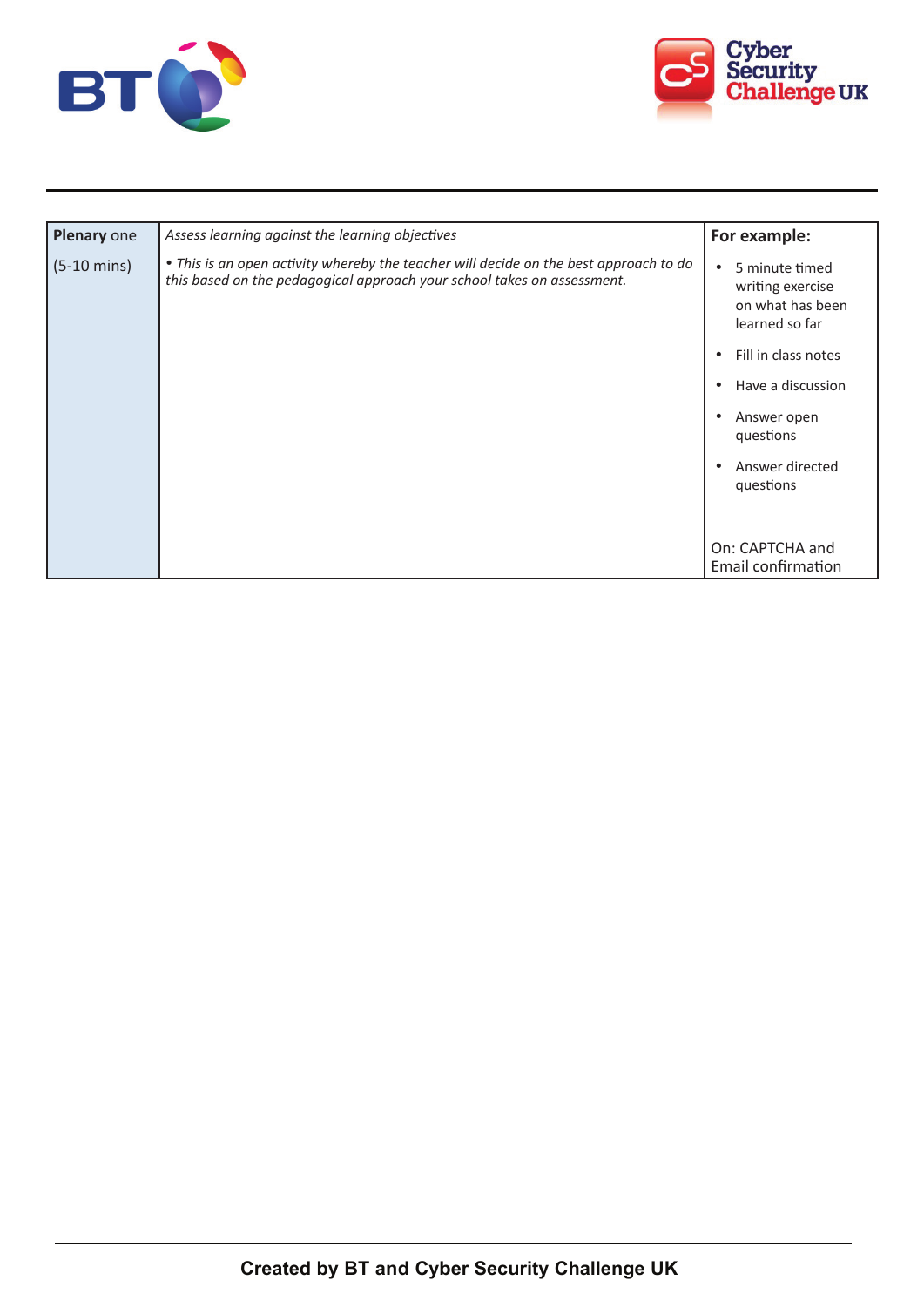| | | |
|---|---|---|
| **Plenary** one<br><br>(5-10 mins) | *Assess learning against the learning objectives*<br><br>*• This is an open activity whereby the teacher will decide on the best approach to do this based on the pedagogical approach your school takes on assessment.* | **For example:**<br><br>• 5 minute timed writing exercise on what has been learned so far<br>• Fill in class notes<br>• Have a discussion<br>• Answer open questions<br>• Answer directed questions<br><br>On: CAPTCHA and Email confirmation |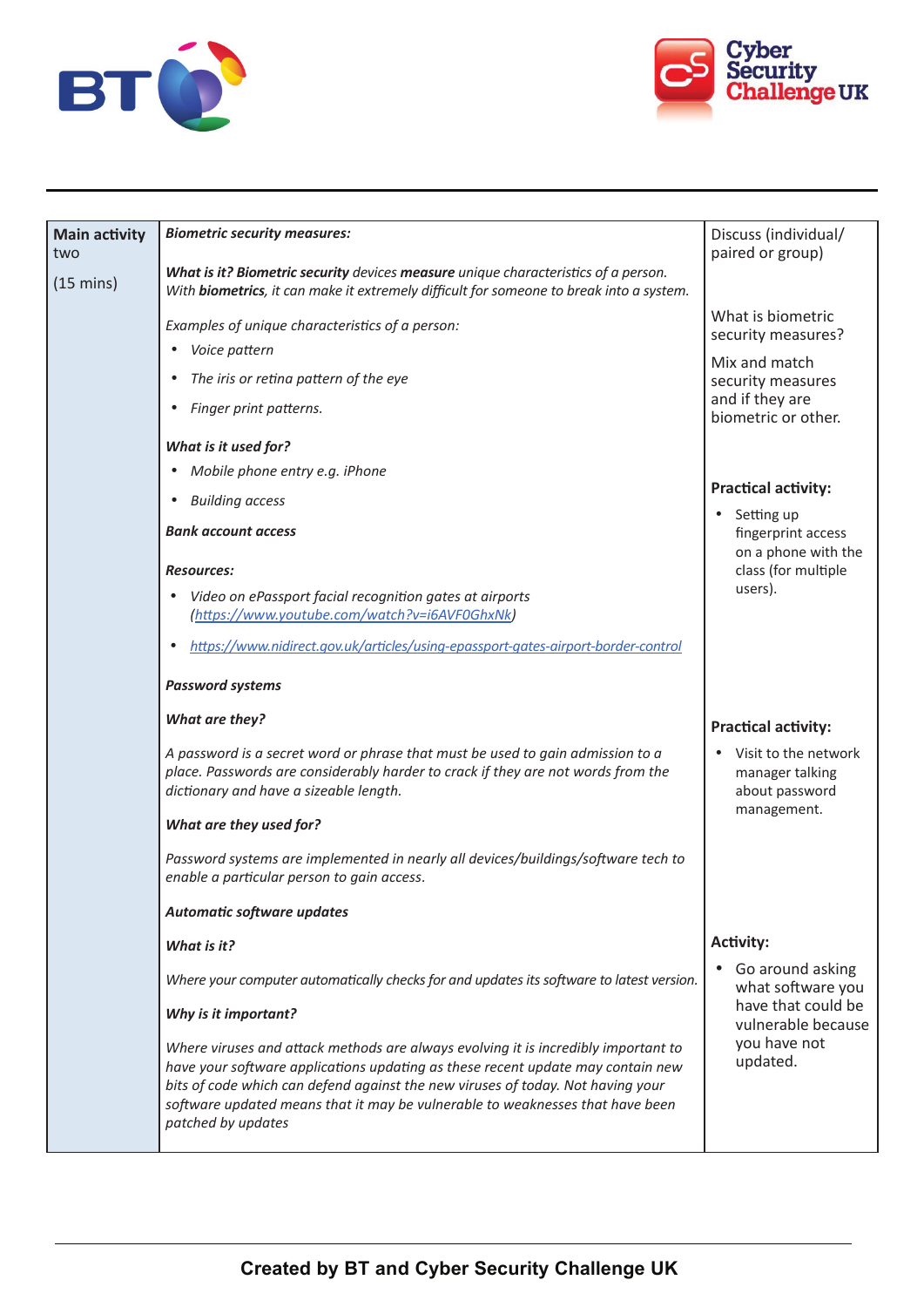| | | |
|---|---|---|
| **Main activity** two<br><br>(15 mins) | ***Biometric security measures:***<br><br>***What is it? Biometric security** devices **measure** unique characteristics of a person. With **biometrics**, it can make it extremely difficult for someone to break into a system.*<br><br>*Examples of unique characteristics of a person:*<br>• *Voice pattern*<br>• *The iris or retina pattern of the eye*<br>• *Finger print patterns.*<br><br>***What is it used for?***<br>• *Mobile phone entry e.g. iPhone*<br>• *Building access*<br>***Bank account access***<br><br>***Resources:***<br>• *Video on ePassport facial recognition gates at airports (https://www.youtube.com/watch?v=i6AVF0GhxNk)*<br>• *https://www.nidirect.gov.uk/articles/using-epassport-gates-airport-border-control*<br><br>***Password systems***<br><br>***What are they?***<br><br>*A password is a secret word or phrase that must be used to gain admission to a place. Passwords are considerably harder to crack if they are not words from the dictionary and have a sizeable length.*<br><br>***What are they used for?***<br><br>*Password systems are implemented in nearly all devices/buildings/software tech to enable a particular person to gain access.*<br><br>***Automatic software updates***<br><br>***What is it?***<br><br>*Where your computer automatically checks for and updates its software to latest version.*<br><br>***Why is it important?***<br><br>*Where viruses and attack methods are always evolving it is incredibly important to have your software applications updating as these recent update may contain new bits of code which can defend against the new viruses of today. Not having your software updated means that it may be vulnerable to weaknesses that have been patched by updates* | Discuss (individual/ paired or group)<br><br>What is biometric security measures?<br><br>Mix and match security measures and if they are biometric or other.<br><br>**Practical activity:**<br>• Setting up fingerprint access on a phone with the class (for multiple users).<br><br>**Practical activity:**<br>• Visit to the network manager talking about password management.<br><br>**Activity:**<br>• Go around asking what software you have that could be vulnerable because you have not updated. |

**Created by BT and Cyber Security Challenge UK**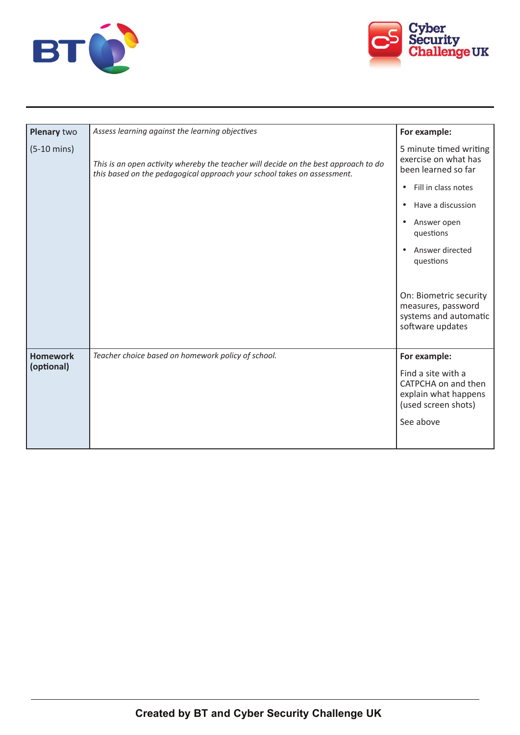| | | |
|---|---|---|
| **Plenary** two<br><br>(5-10 mins) | *Assess learning against the learning objectives*<br><br>*This is an open activity whereby the teacher will decide on the best approach to do this based on the pedagogical approach your school takes on assessment.* | **For example:**<br><br>5 minute timed writing exercise on what has been learned so far<br><br>• Fill in class notes<br>• Have a discussion<br>• Answer open questions<br>• Answer directed questions<br><br>On: Biometric security measures, password systems and automatic software updates |
| **Homework (optional)** | *Teacher choice based on homework policy of school.* | **For example:**<br><br>Find a site with a CATPCHA on and then explain what happens (used screen shots)<br><br>See above |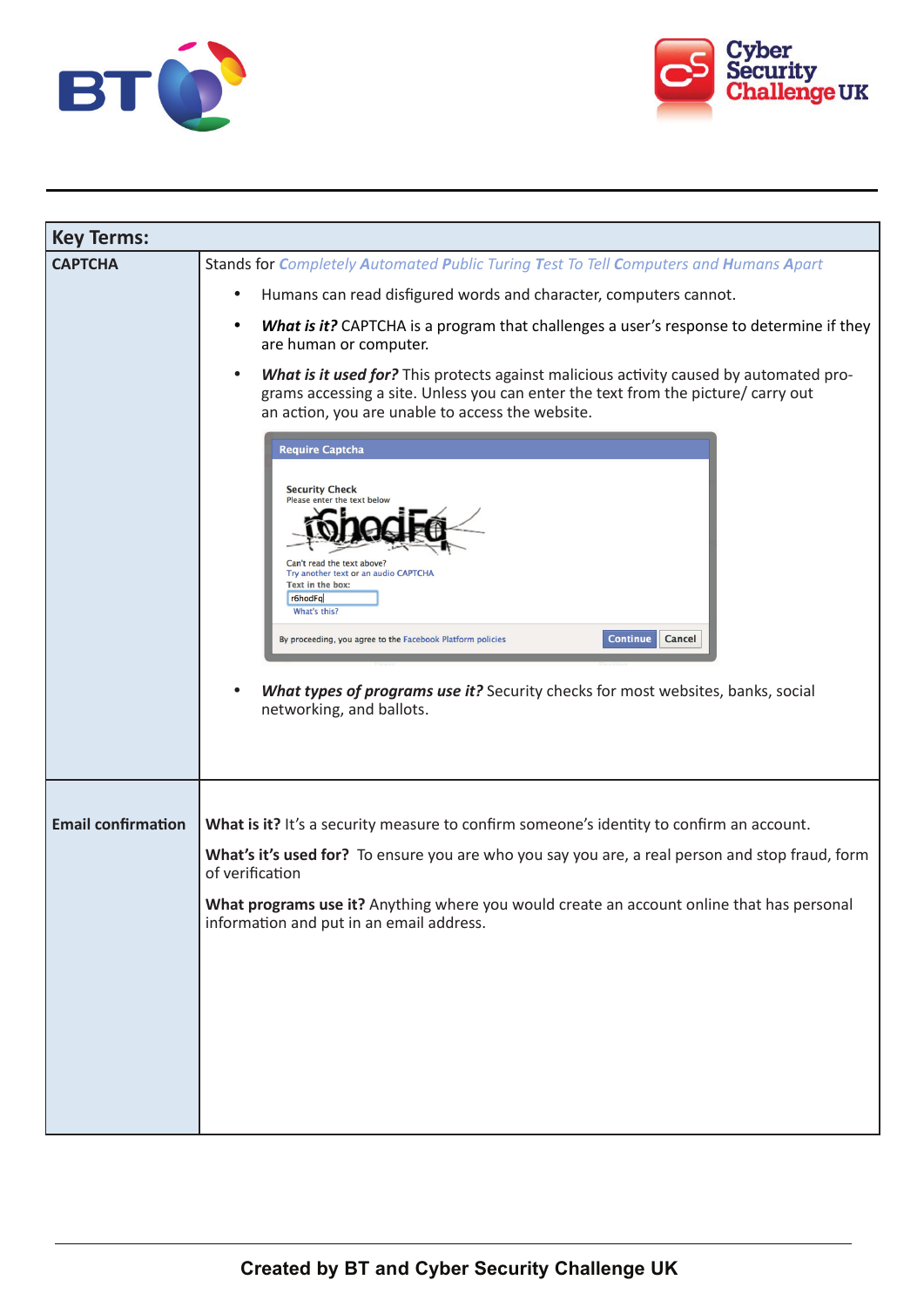| Key Terms: | |
|---|---|
| **CAPTCHA** | Stands for *Completely Automated Public Turing Test To Tell Computers and Humans Apart*<br>• Humans can read disfigured words and character, computers cannot.<br>• ***What is it?*** CAPTCHA is a program that challenges a user's response to determine if they are human or computer.<br>• ***What is it used for?*** This protects against malicious activity caused by automated programs accessing a site. Unless you can enter the text from the picture/ carry out an action, you are unable to access the website.<br>• ***What types of programs use it?*** Security checks for most websites, banks, social networking, and ballots. |
| **Email confirmation** | **What is it?** It's a security measure to confirm someone's identity to confirm an account.<br>**What's it's used for?** To ensure you are who you say you are, a real person and stop fraud, form of verification<br>**What programs use it?** Anything where you would create an account online that has personal information and put in an email address. |

**Created by BT and Cyber Security Challenge UK**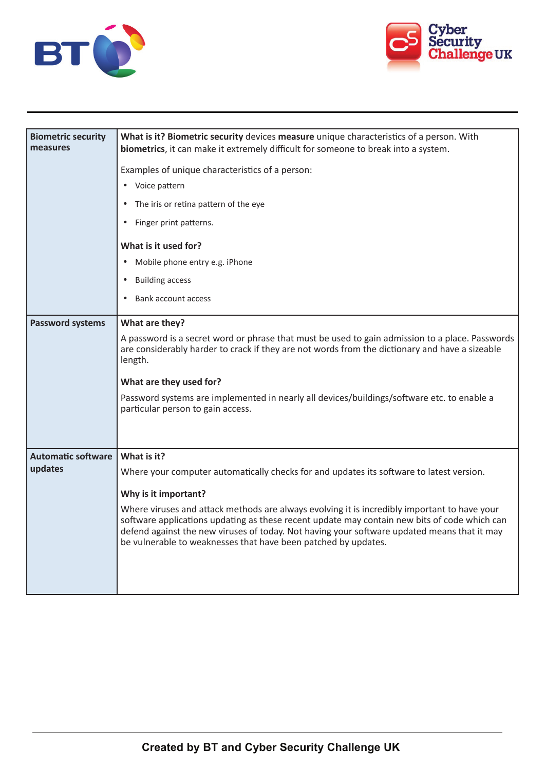| | |
|---|---|
| **Biometric security measures** | **What is it? Biometric security** devices **measure** unique characteristics of a person. With **biometrics**, it can make it extremely difficult for someone to break into a system.<br><br>Examples of unique characteristics of a person:<br>• Voice pattern<br>• The iris or retina pattern of the eye<br>• Finger print patterns.<br><br>**What is it used for?**<br>• Mobile phone entry e.g. iPhone<br>• Building access<br>• Bank account access |
| **Password systems** | **What are they?**<br>A password is a secret word or phrase that must be used to gain admission to a place. Passwords are considerably harder to crack if they are not words from the dictionary and have a sizeable length.<br><br>**What are they used for?**<br>Password systems are implemented in nearly all devices/buildings/software etc. to enable a particular person to gain access. |
| **Automatic software updates** | **What is it?**<br>Where your computer automatically checks for and updates its software to latest version.<br><br>**Why is it important?**<br>Where viruses and attack methods are always evolving it is incredibly important to have your software applications updating as these recent update may contain new bits of code which can defend against the new viruses of today. Not having your software updated means that it may be vulnerable to weaknesses that have been patched by updates. |

**Created by BT and Cyber Security Challenge UK**